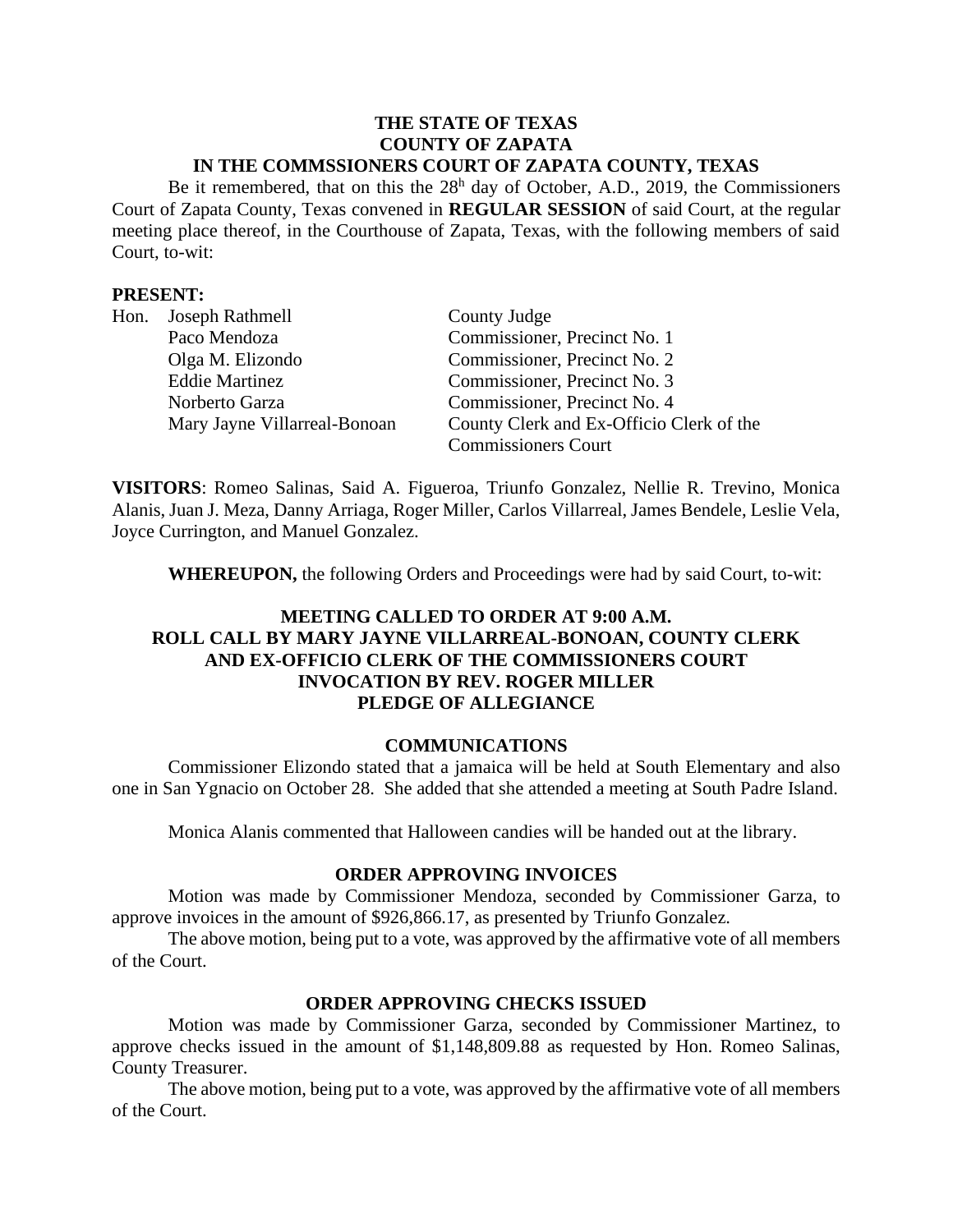**THE STATE OF TEXAS**
**COUNTY OF ZAPATA**
**IN THE COMMSSIONERS COURT OF ZAPATA COUNTY, TEXAS**

Be it remembered, that on this the 28h day of October, A.D., 2019, the Commissioners Court of Zapata County, Texas convened in **REGULAR SESSION** of said Court, at the regular meeting place thereof, in the Courthouse of Zapata, Texas, with the following members of said Court, to-wit:

**PRESENT:**

| | | |
|---|---|---|
| Hon. | Joseph Rathmell | County Judge |
| | Paco Mendoza | Commissioner, Precinct No. 1 |
| | Olga M. Elizondo | Commissioner, Precinct No. 2 |
| | Eddie Martinez | Commissioner, Precinct No. 3 |
| | Norberto Garza | Commissioner, Precinct No. 4 |
| | Mary Jayne Villarreal-Bonoan | County Clerk and Ex-Officio Clerk of the Commissioners Court |

**VISITORS**: Romeo Salinas, Said A. Figueroa, Triunfo Gonzalez, Nellie R. Trevino, Monica Alanis, Juan J. Meza, Danny Arriaga, Roger Miller, Carlos Villarreal, James Bendele, Leslie Vela, Joyce Currington, and Manuel Gonzalez.

**WHEREUPON,** the following Orders and Proceedings were had by said Court, to-wit:

**MEETING CALLED TO ORDER AT 9:00 A.M.**
**ROLL CALL BY MARY JAYNE VILLARREAL-BONOAN, COUNTY CLERK AND EX-OFFICIO CLERK OF THE COMMISSIONERS COURT**
**INVOCATION BY REV. ROGER MILLER**
**PLEDGE OF ALLEGIANCE**

## COMMUNICATIONS

Commissioner Elizondo stated that a jamaica will be held at South Elementary and also one in San Ygnacio on October 28. She added that she attended a meeting at South Padre Island.

Monica Alanis commented that Halloween candies will be handed out at the library.

## ORDER APPROVING INVOICES

Motion was made by Commissioner Mendoza, seconded by Commissioner Garza, to approve invoices in the amount of $926,866.17, as presented by Triunfo Gonzalez.

The above motion, being put to a vote, was approved by the affirmative vote of all members of the Court.

## ORDER APPROVING CHECKS ISSUED

Motion was made by Commissioner Garza, seconded by Commissioner Martinez, to approve checks issued in the amount of $1,148,809.88 as requested by Hon. Romeo Salinas, County Treasurer.

The above motion, being put to a vote, was approved by the affirmative vote of all members of the Court.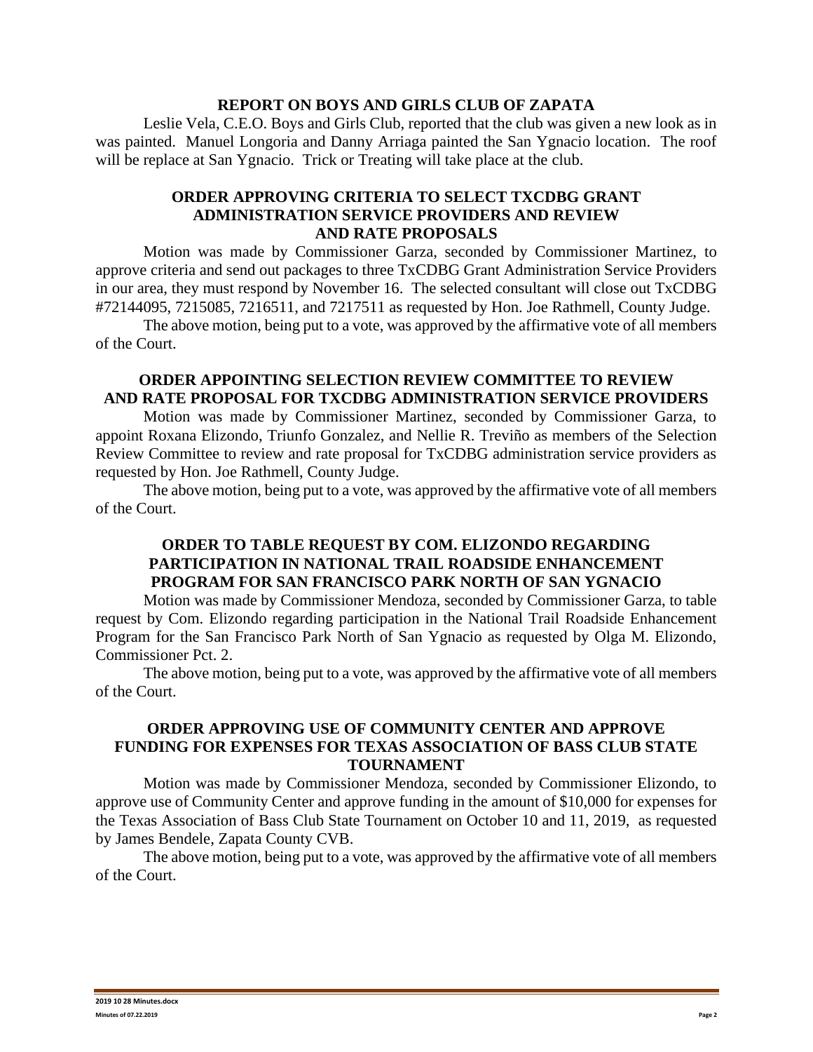### REPORT ON BOYS AND GIRLS CLUB OF ZAPATA

Leslie Vela, C.E.O. Boys and Girls Club, reported that the club was given a new look as in was painted. Manuel Longoria and Danny Arriaga painted the San Ygnacio location. The roof will be replace at San Ygnacio. Trick or Treating will take place at the club.

### ORDER APPROVING CRITERIA TO SELECT TXCDBG GRANT ADMINISTRATION SERVICE PROVIDERS AND REVIEW AND RATE PROPOSALS

Motion was made by Commissioner Garza, seconded by Commissioner Martinez, to approve criteria and send out packages to three TxCDBG Grant Administration Service Providers in our area, they must respond by November 16. The selected consultant will close out TxCDBG #72144095, 7215085, 7216511, and 7217511 as requested by Hon. Joe Rathmell, County Judge.

The above motion, being put to a vote, was approved by the affirmative vote of all members of the Court.

### ORDER APPOINTING SELECTION REVIEW COMMITTEE TO REVIEW AND RATE PROPOSAL FOR TXCDBG ADMINISTRATION SERVICE PROVIDERS

Motion was made by Commissioner Martinez, seconded by Commissioner Garza, to appoint Roxana Elizondo, Triunfo Gonzalez, and Nellie R. Treviño as members of the Selection Review Committee to review and rate proposal for TxCDBG administration service providers as requested by Hon. Joe Rathmell, County Judge.

The above motion, being put to a vote, was approved by the affirmative vote of all members of the Court.

### ORDER TO TABLE REQUEST BY COM. ELIZONDO REGARDING PARTICIPATION IN NATIONAL TRAIL ROADSIDE ENHANCEMENT PROGRAM FOR SAN FRANCISCO PARK NORTH OF SAN YGNACIO

Motion was made by Commissioner Mendoza, seconded by Commissioner Garza, to table request by Com. Elizondo regarding participation in the National Trail Roadside Enhancement Program for the San Francisco Park North of San Ygnacio as requested by Olga M. Elizondo, Commissioner Pct. 2.

The above motion, being put to a vote, was approved by the affirmative vote of all members of the Court.

### ORDER APPROVING USE OF COMMUNITY CENTER AND APPROVE FUNDING FOR EXPENSES FOR TEXAS ASSOCIATION OF BASS CLUB STATE TOURNAMENT

Motion was made by Commissioner Mendoza, seconded by Commissioner Elizondo, to approve use of Community Center and approve funding in the amount of $10,000 for expenses for the Texas Association of Bass Club State Tournament on October 10 and 11, 2019, as requested by James Bendele, Zapata County CVB.

The above motion, being put to a vote, was approved by the affirmative vote of all members of the Court.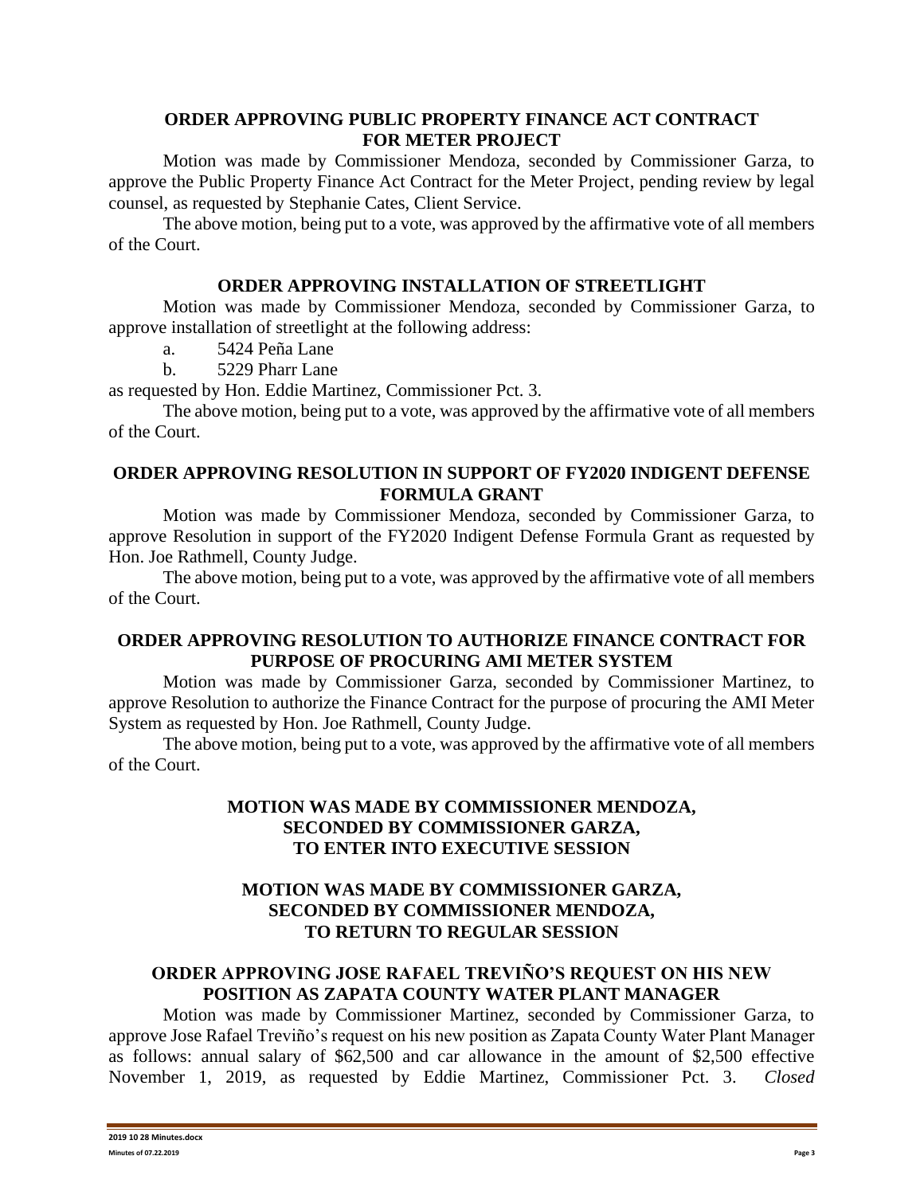**ORDER APPROVING PUBLIC PROPERTY FINANCE ACT CONTRACT FOR METER PROJECT**

Motion was made by Commissioner Mendoza, seconded by Commissioner Garza, to approve the Public Property Finance Act Contract for the Meter Project, pending review by legal counsel, as requested by Stephanie Cates, Client Service.

The above motion, being put to a vote, was approved by the affirmative vote of all members of the Court.

**ORDER APPROVING INSTALLATION OF STREETLIGHT**

Motion was made by Commissioner Mendoza, seconded by Commissioner Garza, to approve installation of streetlight at the following address:

a. 5424 Peña Lane
b. 5229 Pharr Lane

as requested by Hon. Eddie Martinez, Commissioner Pct. 3.

The above motion, being put to a vote, was approved by the affirmative vote of all members of the Court.

**ORDER APPROVING RESOLUTION IN SUPPORT OF FY2020 INDIGENT DEFENSE FORMULA GRANT**

Motion was made by Commissioner Mendoza, seconded by Commissioner Garza, to approve Resolution in support of the FY2020 Indigent Defense Formula Grant as requested by Hon. Joe Rathmell, County Judge.

The above motion, being put to a vote, was approved by the affirmative vote of all members of the Court.

**ORDER APPROVING RESOLUTION TO AUTHORIZE FINANCE CONTRACT FOR PURPOSE OF PROCURING AMI METER SYSTEM**

Motion was made by Commissioner Garza, seconded by Commissioner Martinez, to approve Resolution to authorize the Finance Contract for the purpose of procuring the AMI Meter System as requested by Hon. Joe Rathmell, County Judge.

The above motion, being put to a vote, was approved by the affirmative vote of all members of the Court.

**MOTION WAS MADE BY COMMISSIONER MENDOZA, SECONDED BY COMMISSIONER GARZA, TO ENTER INTO EXECUTIVE SESSION**

**MOTION WAS MADE BY COMMISSIONER GARZA, SECONDED BY COMMISSIONER MENDOZA, TO RETURN TO REGULAR SESSION**

**ORDER APPROVING JOSE RAFAEL TREVIÑO'S REQUEST ON HIS NEW POSITION AS ZAPATA COUNTY WATER PLANT MANAGER**

Motion was made by Commissioner Martinez, seconded by Commissioner Garza, to approve Jose Rafael Treviño's request on his new position as Zapata County Water Plant Manager as follows: annual salary of $62,500 and car allowance in the amount of $2,500 effective November 1, 2019, as requested by Eddie Martinez, Commissioner Pct. 3. *Closed*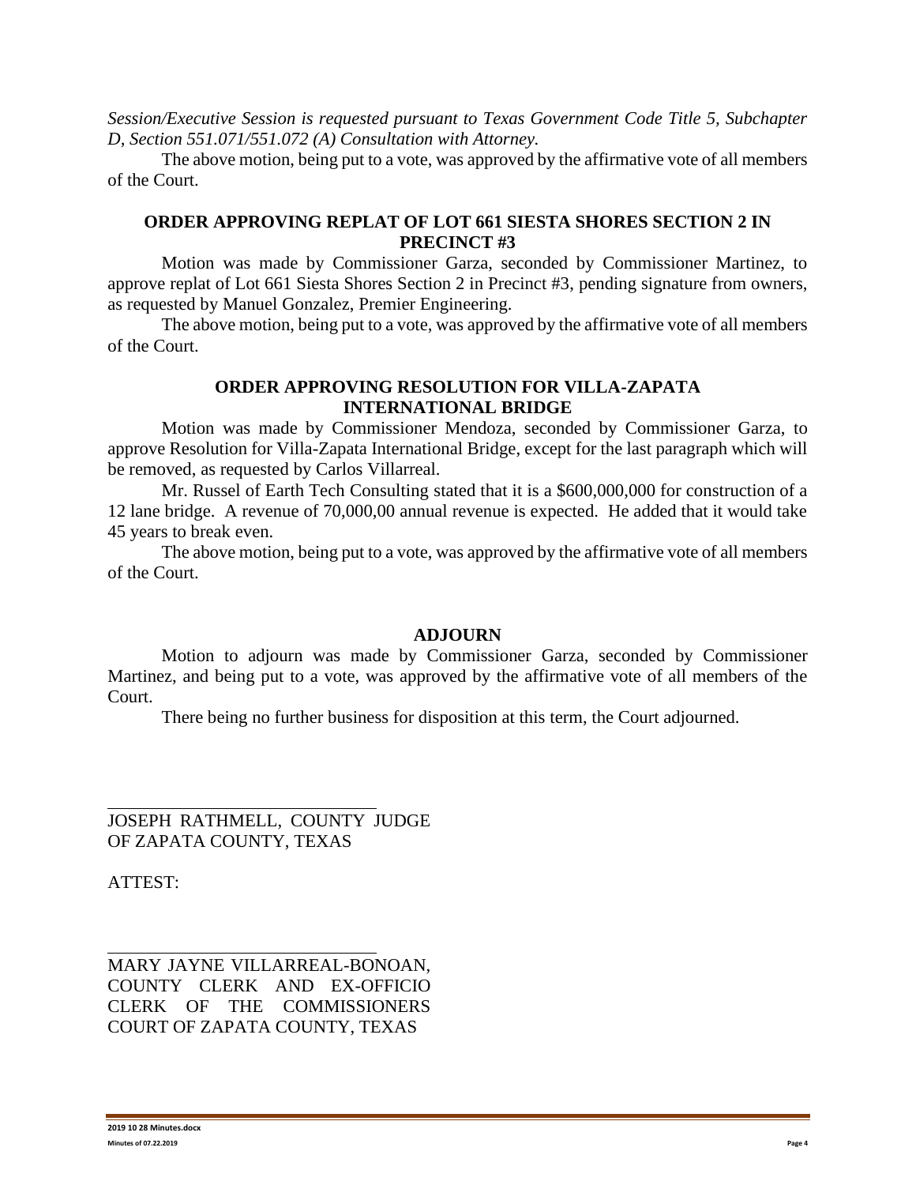*Session/Executive Session is requested pursuant to Texas Government Code Title 5, Subchapter D, Section 551.071/551.072 (A) Consultation with Attorney.*

The above motion, being put to a vote, was approved by the affirmative vote of all members of the Court.

**ORDER APPROVING REPLAT OF LOT 661 SIESTA SHORES SECTION 2 IN PRECINCT #3**

Motion was made by Commissioner Garza, seconded by Commissioner Martinez, to approve replat of Lot 661 Siesta Shores Section 2 in Precinct #3, pending signature from owners, as requested by Manuel Gonzalez, Premier Engineering.

The above motion, being put to a vote, was approved by the affirmative vote of all members of the Court.

**ORDER APPROVING RESOLUTION FOR VILLA-ZAPATA INTERNATIONAL BRIDGE**

Motion was made by Commissioner Mendoza, seconded by Commissioner Garza, to approve Resolution for Villa-Zapata International Bridge, except for the last paragraph which will be removed, as requested by Carlos Villarreal.

Mr. Russel of Earth Tech Consulting stated that it is a $600,000,000 for construction of a 12 lane bridge. A revenue of 70,000,00 annual revenue is expected. He added that it would take 45 years to break even.

The above motion, being put to a vote, was approved by the affirmative vote of all members of the Court.

**ADJOURN**

Motion to adjourn was made by Commissioner Garza, seconded by Commissioner Martinez, and being put to a vote, was approved by the affirmative vote of all members of the Court.

There being no further business for disposition at this term, the Court adjourned.

\_\_\_\_\_\_\_\_\_\_\_\_\_\_\_\_\_\_\_\_\_\_\_\_\_\_\_\_\_\_
JOSEPH RATHMELL, COUNTY JUDGE
OF ZAPATA COUNTY, TEXAS

ATTEST:

\_\_\_\_\_\_\_\_\_\_\_\_\_\_\_\_\_\_\_\_\_\_\_\_\_\_\_\_\_\_
MARY JAYNE VILLARREAL-BONOAN,
COUNTY CLERK AND EX-OFFICIO
CLERK OF THE COMMISSIONERS
COURT OF ZAPATA COUNTY, TEXAS